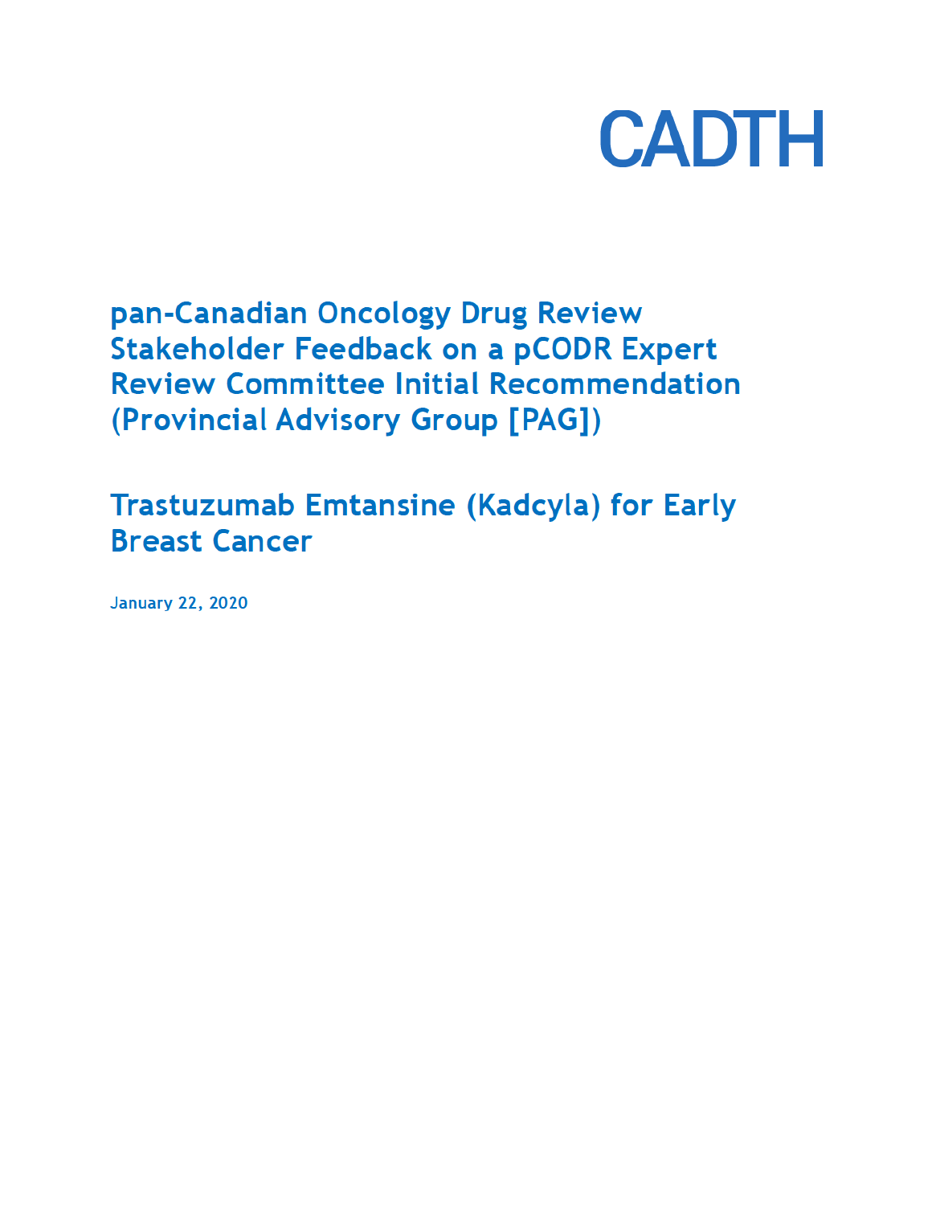CADTH

# pan-Canadian Oncology Drug Review Stakeholder Feedback on a pCODR Expert Review Committee Initial Recommendation (Provincial Advisory Group [PAG])

## Trastuzumab Emtansine (Kadcyla) for Early Breast Cancer

January 22, 2020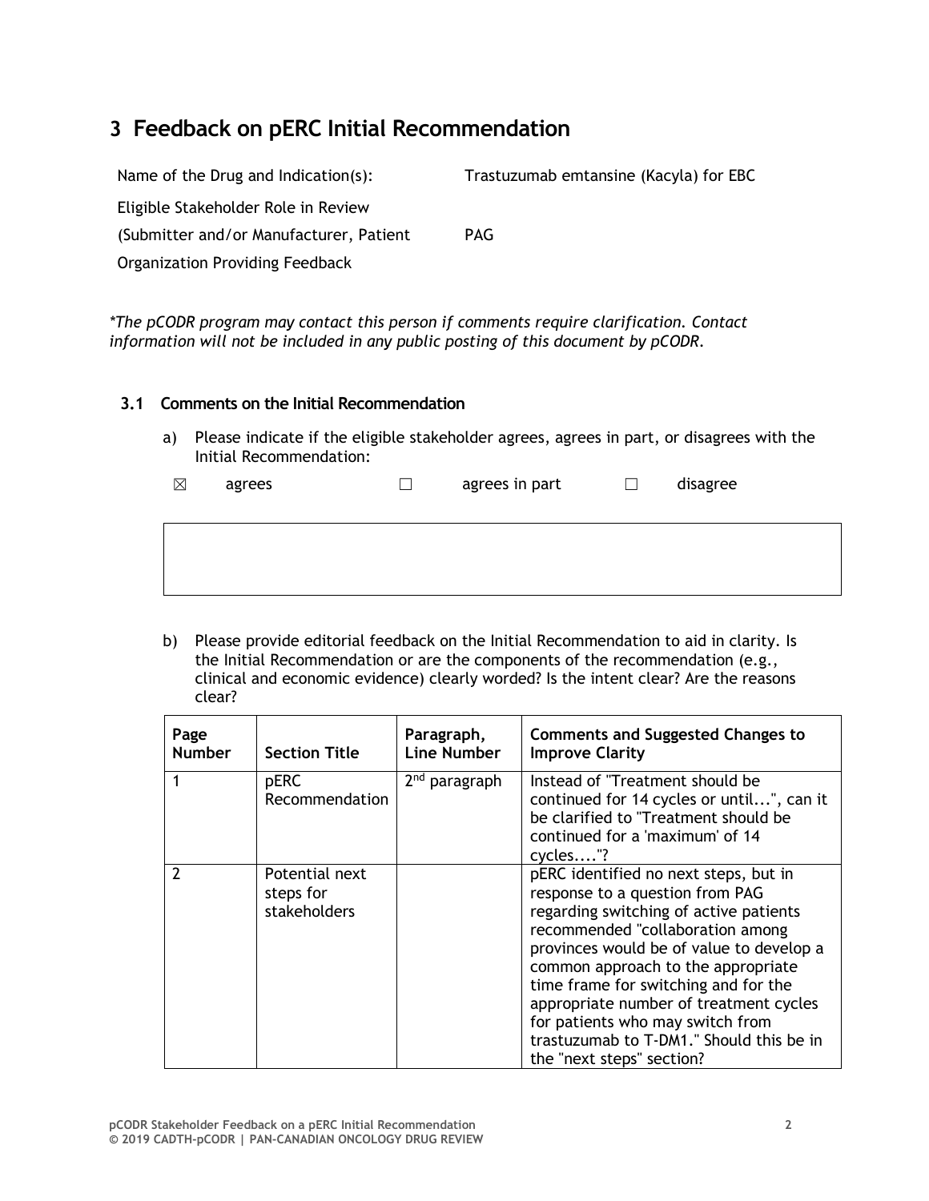# 3 Feedback on pERC Initial Recommendation

| | |
|---|---|
| Name of the Drug and Indication(s): | Trastuzumab emtansine (Kacyla) for EBC |
| Eligible Stakeholder Role in Review (Submitter and/or Manufacturer, Patient | PAG |
| Organization Providing Feedback | |

*\*The pCODR program may contact this person if comments require clarification. Contact information will not be included in any public posting of this document by pCODR.*

### 3.1 Comments on the Initial Recommendation

a) Please indicate if the eligible stakeholder agrees, agrees in part, or disagrees with the Initial Recommendation:

☒ agrees ☐ agrees in part ☐ disagree

b) Please provide editorial feedback on the Initial Recommendation to aid in clarity. Is the Initial Recommendation or are the components of the recommendation (e.g., clinical and economic evidence) clearly worded? Is the intent clear? Are the reasons clear?

| Page Number | Section Title | Paragraph, Line Number | Comments and Suggested Changes to Improve Clarity |
|---|---|---|---|
| 1 | pERC Recommendation | 2nd paragraph | Instead of "Treatment should be continued for 14 cycles or until...", can it be clarified to "Treatment should be continued for a 'maximum' of 14 cycles...."? |
| 2 | Potential next steps for stakeholders | | pERC identified no next steps, but in response to a question from PAG regarding switching of active patients recommended "collaboration among provinces would be of value to develop a common approach to the appropriate time frame for switching and for the appropriate number of treatment cycles for patients who may switch from trastuzumab to T-DM1." Should this be in the "next steps" section? |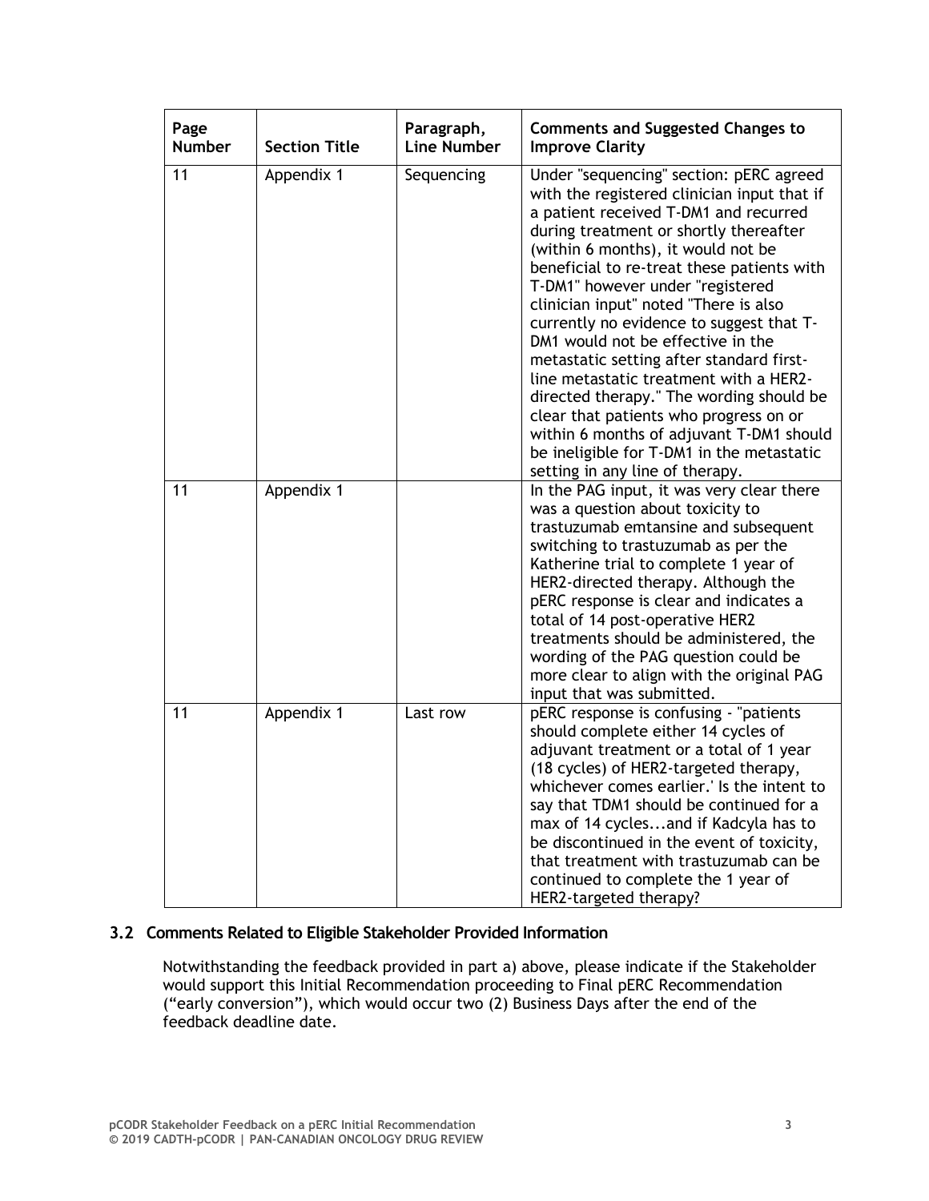| Page Number | Section Title | Paragraph, Line Number | Comments and Suggested Changes to Improve Clarity |
|---|---|---|---|
| 11 | Appendix 1 | Sequencing | Under "sequencing" section: pERC agreed with the registered clinician input that if a patient received T-DM1 and recurred during treatment or shortly thereafter (within 6 months), it would not be beneficial to re-treat these patients with T-DM1" however under "registered clinician input" noted "There is also currently no evidence to suggest that T-DM1 would not be effective in the metastatic setting after standard first-line metastatic treatment with a HER2-directed therapy." The wording should be clear that patients who progress on or within 6 months of adjuvant T-DM1 should be ineligible for T-DM1 in the metastatic setting in any line of therapy. |
| 11 | Appendix 1 | | In the PAG input, it was very clear there was a question about toxicity to trastuzumab emtansine and subsequent switching to trastuzumab as per the Katherine trial to complete 1 year of HER2-directed therapy. Although the pERC response is clear and indicates a total of 14 post-operative HER2 treatments should be administered, the wording of the PAG question could be more clear to align with the original PAG input that was submitted. |
| 11 | Appendix 1 | Last row | pERC response is confusing - "patients should complete either 14 cycles of adjuvant treatment or a total of 1 year (18 cycles) of HER2-targeted therapy, whichever comes earlier.' Is the intent to say that TDM1 should be continued for a max of 14 cycles...and if Kadcyla has to be discontinued in the event of toxicity, that treatment with trastuzumab can be continued to complete the 1 year of HER2-targeted therapy? |

## 3.2 Comments Related to Eligible Stakeholder Provided Information

Notwithstanding the feedback provided in part a) above, please indicate if the Stakeholder would support this Initial Recommendation proceeding to Final pERC Recommendation ("early conversion"), which would occur two (2) Business Days after the end of the feedback deadline date.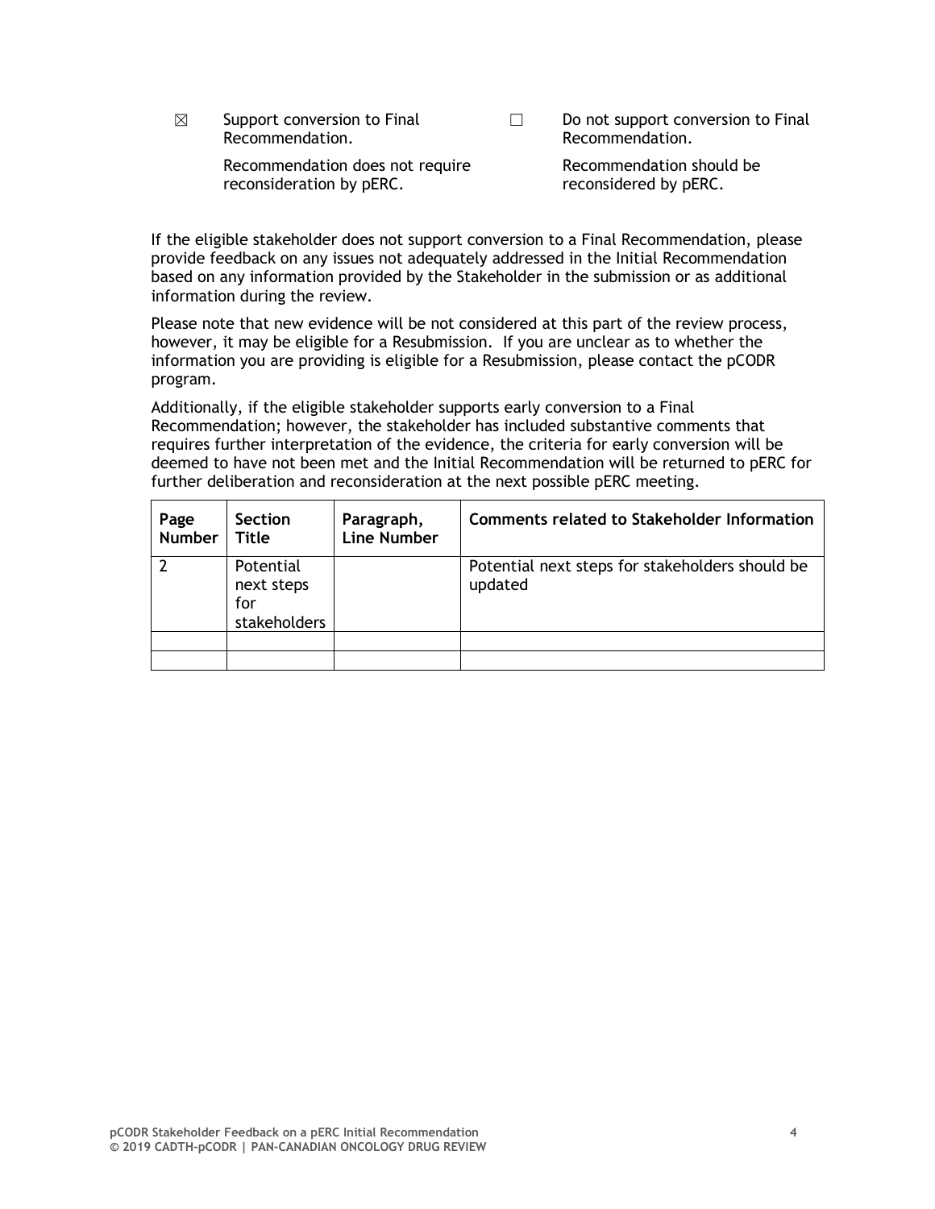☒ Support conversion to Final Recommendation.

Recommendation does not require reconsideration by pERC.

☐ Do not support conversion to Final Recommendation.

Recommendation should be reconsidered by pERC.

If the eligible stakeholder does not support conversion to a Final Recommendation, please provide feedback on any issues not adequately addressed in the Initial Recommendation based on any information provided by the Stakeholder in the submission or as additional information during the review.

Please note that new evidence will be not considered at this part of the review process, however, it may be eligible for a Resubmission. If you are unclear as to whether the information you are providing is eligible for a Resubmission, please contact the pCODR program.

Additionally, if the eligible stakeholder supports early conversion to a Final Recommendation; however, the stakeholder has included substantive comments that requires further interpretation of the evidence, the criteria for early conversion will be deemed to have not been met and the Initial Recommendation will be returned to pERC for further deliberation and reconsideration at the next possible pERC meeting.

| Page Number | Section Title | Paragraph, Line Number | Comments related to Stakeholder Information |
|---|---|---|---|
| 2 | Potential next steps for stakeholders | | Potential next steps for stakeholders should be updated |
| | | | |
| | | | |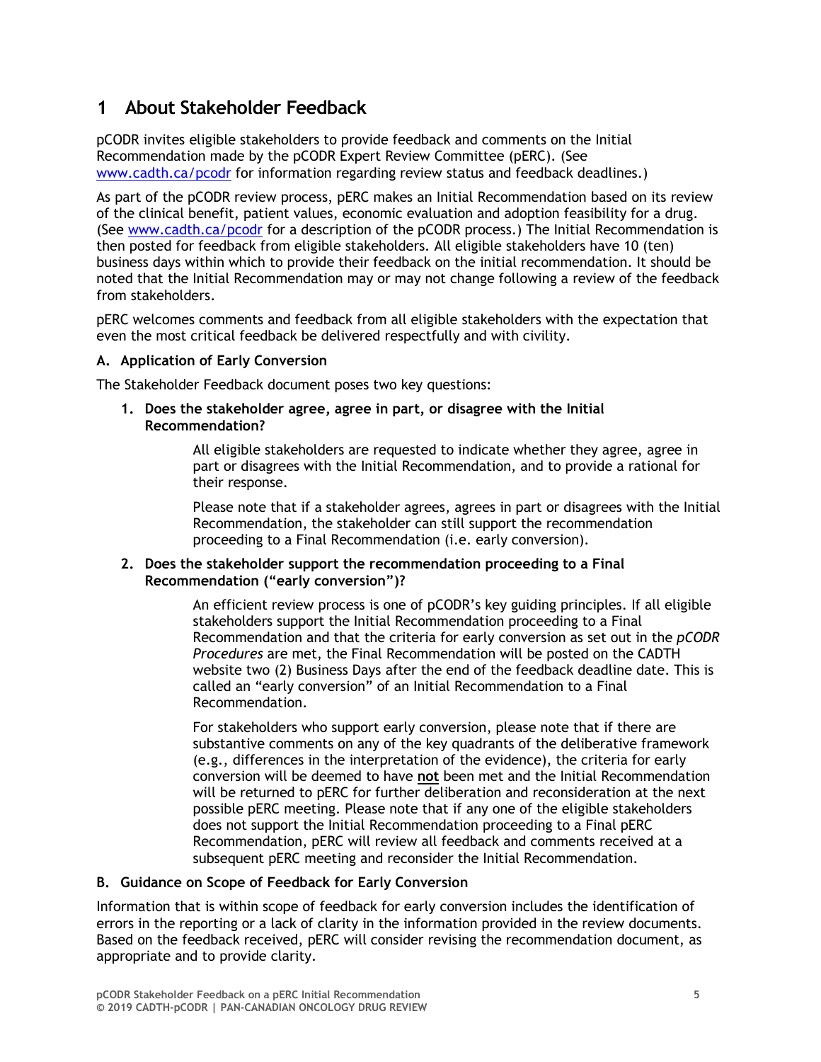# 1 About Stakeholder Feedback

pCODR invites eligible stakeholders to provide feedback and comments on the Initial Recommendation made by the pCODR Expert Review Committee (pERC). (See [www.cadth.ca/pcodr](www.cadth.ca/pcodr) for information regarding review status and feedback deadlines.)

As part of the pCODR review process, pERC makes an Initial Recommendation based on its review of the clinical benefit, patient values, economic evaluation and adoption feasibility for a drug. (See [www.cadth.ca/pcodr](www.cadth.ca/pcodr) for a description of the pCODR process.) The Initial Recommendation is then posted for feedback from eligible stakeholders. All eligible stakeholders have 10 (ten) business days within which to provide their feedback on the initial recommendation. It should be noted that the Initial Recommendation may or may not change following a review of the feedback from stakeholders.

pERC welcomes comments and feedback from all eligible stakeholders with the expectation that even the most critical feedback be delivered respectfully and with civility.

### A. Application of Early Conversion

The Stakeholder Feedback document poses two key questions:

1. **Does the stakeholder agree, agree in part, or disagree with the Initial Recommendation?**

   All eligible stakeholders are requested to indicate whether they agree, agree in part or disagrees with the Initial Recommendation, and to provide a rational for their response.

   Please note that if a stakeholder agrees, agrees in part or disagrees with the Initial Recommendation, the stakeholder can still support the recommendation proceeding to a Final Recommendation (i.e. early conversion).

2. **Does the stakeholder support the recommendation proceeding to a Final Recommendation ("early conversion")?**

   An efficient review process is one of pCODR's key guiding principles. If all eligible stakeholders support the Initial Recommendation proceeding to a Final Recommendation and that the criteria for early conversion as set out in the *pCODR Procedures* are met, the Final Recommendation will be posted on the CADTH website two (2) Business Days after the end of the feedback deadline date. This is called an "early conversion" of an Initial Recommendation to a Final Recommendation.

   For stakeholders who support early conversion, please note that if there are substantive comments on any of the key quadrants of the deliberative framework (e.g., differences in the interpretation of the evidence), the criteria for early conversion will be deemed to have **not** been met and the Initial Recommendation will be returned to pERC for further deliberation and reconsideration at the next possible pERC meeting. Please note that if any one of the eligible stakeholders does not support the Initial Recommendation proceeding to a Final pERC Recommendation, pERC will review all feedback and comments received at a subsequent pERC meeting and reconsider the Initial Recommendation.

### B. Guidance on Scope of Feedback for Early Conversion

Information that is within scope of feedback for early conversion includes the identification of errors in the reporting or a lack of clarity in the information provided in the review documents. Based on the feedback received, pERC will consider revising the recommendation document, as appropriate and to provide clarity.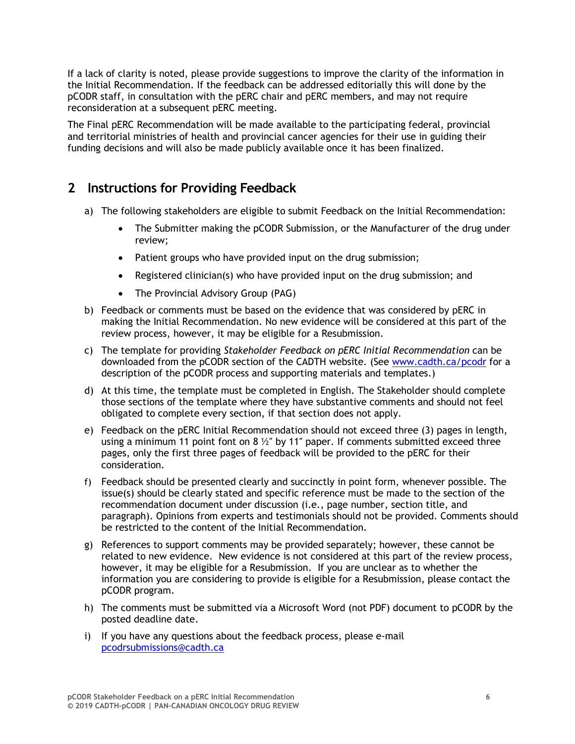If a lack of clarity is noted, please provide suggestions to improve the clarity of the information in the Initial Recommendation. If the feedback can be addressed editorially this will done by the pCODR staff, in consultation with the pERC chair and pERC members, and may not require reconsideration at a subsequent pERC meeting.

The Final pERC Recommendation will be made available to the participating federal, provincial and territorial ministries of health and provincial cancer agencies for their use in guiding their funding decisions and will also be made publicly available once it has been finalized.

## 2 Instructions for Providing Feedback

a) The following stakeholders are eligible to submit Feedback on the Initial Recommendation:
   - The Submitter making the pCODR Submission, or the Manufacturer of the drug under review;
   - Patient groups who have provided input on the drug submission;
   - Registered clinician(s) who have provided input on the drug submission; and
   - The Provincial Advisory Group (PAG)

b) Feedback or comments must be based on the evidence that was considered by pERC in making the Initial Recommendation. No new evidence will be considered at this part of the review process, however, it may be eligible for a Resubmission.

c) The template for providing *Stakeholder Feedback on pERC Initial Recommendation* can be downloaded from the pCODR section of the CADTH website. (See www.cadth.ca/pcodr for a description of the pCODR process and supporting materials and templates.)

d) At this time, the template must be completed in English. The Stakeholder should complete those sections of the template where they have substantive comments and should not feel obligated to complete every section, if that section does not apply.

e) Feedback on the pERC Initial Recommendation should not exceed three (3) pages in length, using a minimum 11 point font on 8 ½″ by 11″ paper. If comments submitted exceed three pages, only the first three pages of feedback will be provided to the pERC for their consideration.

f) Feedback should be presented clearly and succinctly in point form, whenever possible. The issue(s) should be clearly stated and specific reference must be made to the section of the recommendation document under discussion (i.e., page number, section title, and paragraph). Opinions from experts and testimonials should not be provided. Comments should be restricted to the content of the Initial Recommendation.

g) References to support comments may be provided separately; however, these cannot be related to new evidence. New evidence is not considered at this part of the review process, however, it may be eligible for a Resubmission. If you are unclear as to whether the information you are considering to provide is eligible for a Resubmission, please contact the pCODR program.

h) The comments must be submitted via a Microsoft Word (not PDF) document to pCODR by the posted deadline date.

i) If you have any questions about the feedback process, please e-mail pcodrsubmissions@cadth.ca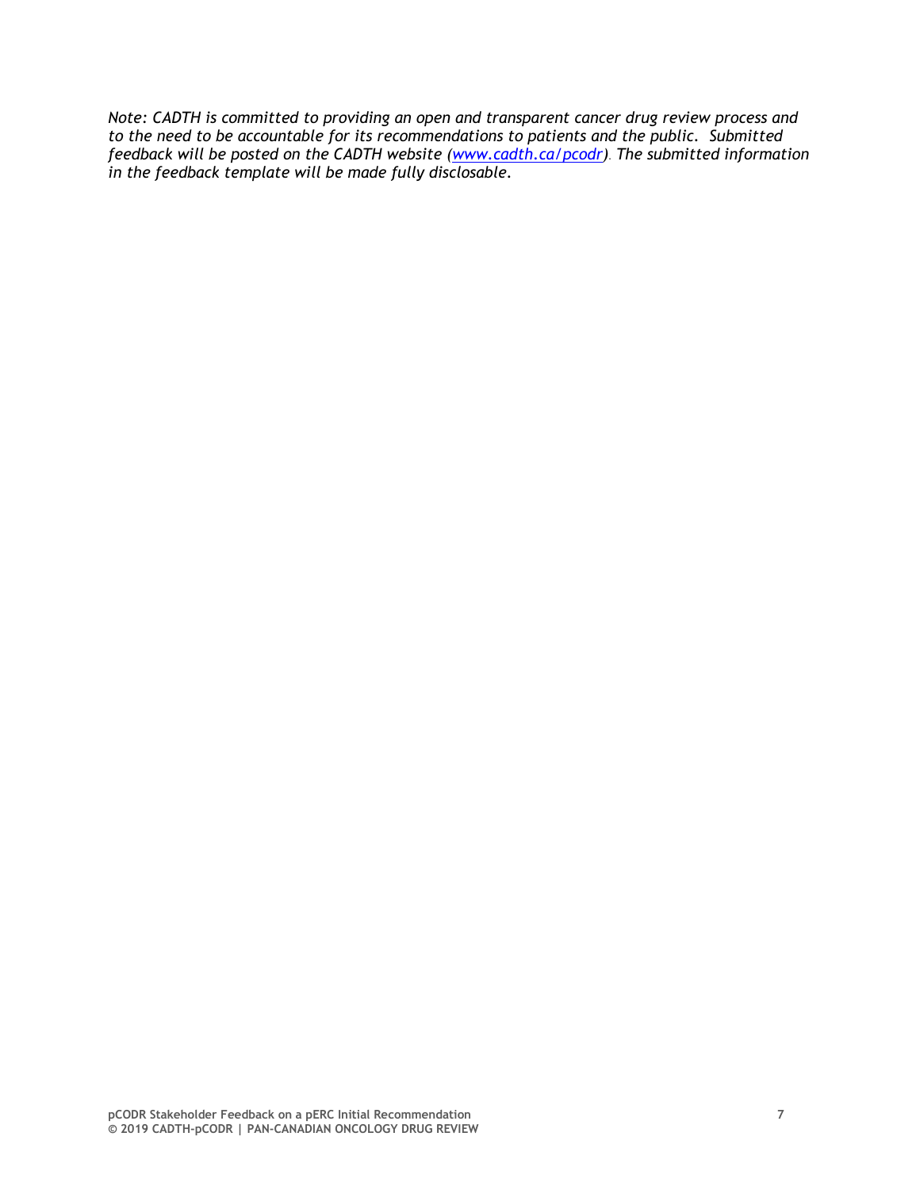*Note: CADTH is committed to providing an open and transparent cancer drug review process and to the need to be accountable for its recommendations to patients and the public. Submitted feedback will be posted on the CADTH website ([www.cadth.ca/pcodr](www.cadth.ca/pcodr)). The submitted information in the feedback template will be made fully disclosable.*